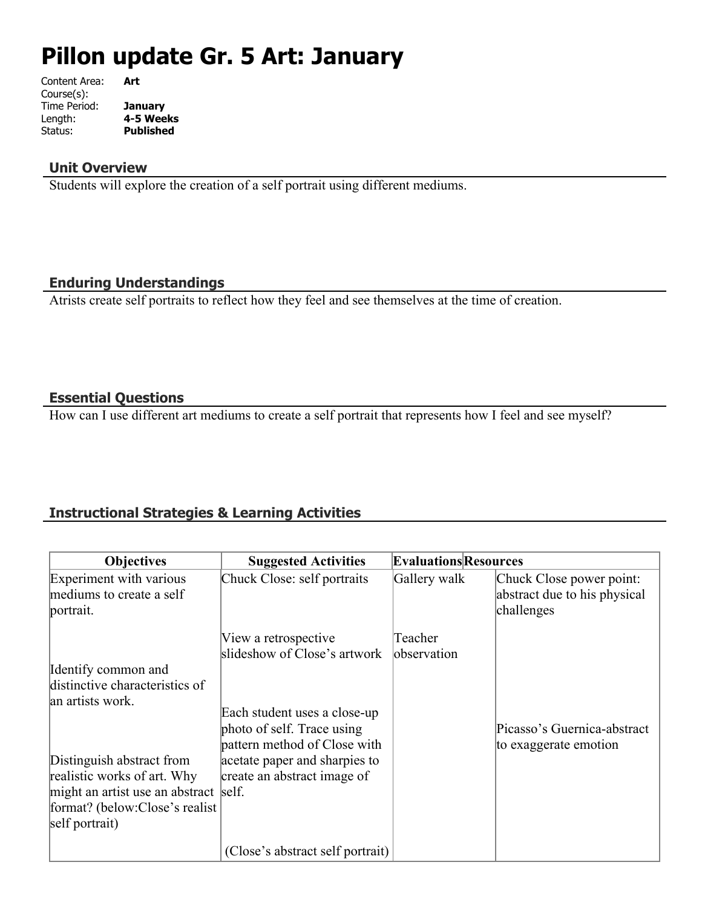# Pillon update Gr. 5 Art: January

Content Area: **Art**
Course(s):
Time Period: **January**
Length: **4-5 Weeks**
Status: **Published**

## Unit Overview

Students will explore the creation of a self portrait using different mediums.

## Enduring Understandings

Atrists create self portraits to reflect how they feel and see themselves at the time of creation.

## Essential Questions

How can I use different art mediums to create a self portrait that represents how I feel and see myself?

## Instructional Strategies & Learning Activities

| Objectives | Suggested Activities | Evaluations | Resources |
|---|---|---|---|
| Experiment with various mediums to create a self portrait.<br><br>Identify common and distinctive characteristics of an artists work.<br><br>Distinguish abstract from realistic works of art. Why might an artist use an abstract format? (below:Close's realist self portrait) | Chuck Close: self portraits<br><br>View a retrospective slideshow of Close's artwork<br><br>Each student uses a close-up photo of self. Trace using pattern method of Close with acetate paper and sharpies to create an abstract image of self.<br><br>(Close's abstract self portrait) | Gallery walk<br><br>Teacher observation | Chuck Close power point: abstract due to his physical challenges<br><br>Picasso's Guernica-abstract to exaggerate emotion |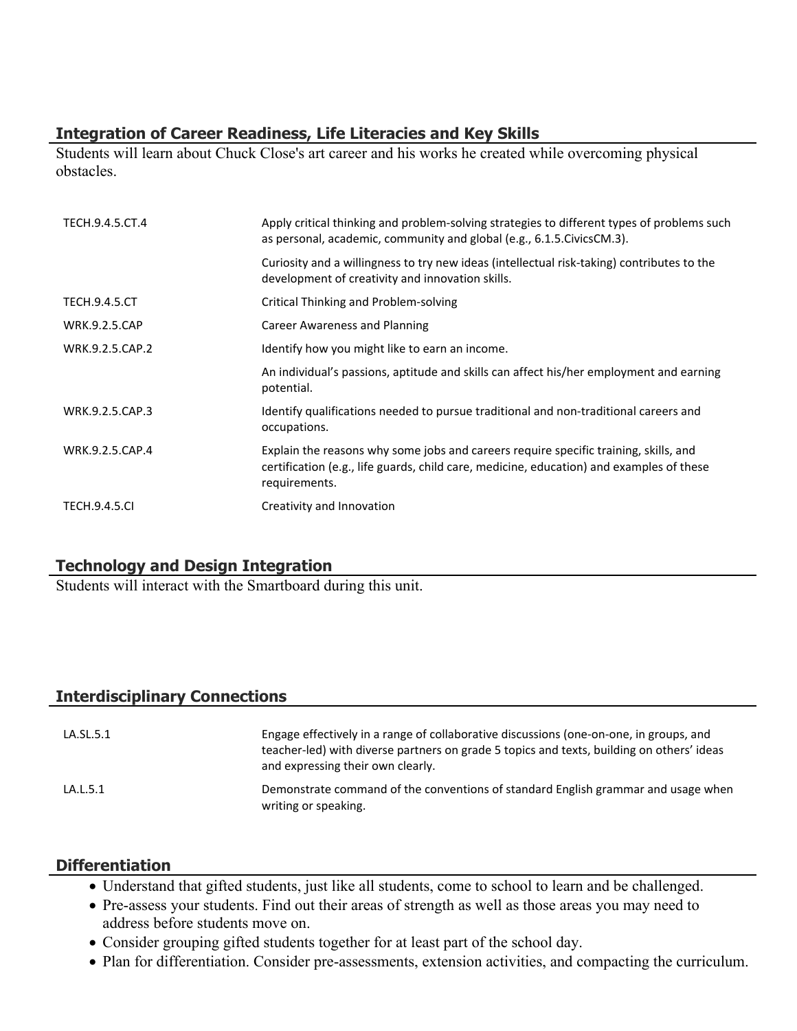## Integration of Career Readiness, Life Literacies and Key Skills

Students will learn about Chuck Close's art career and his works he created while overcoming physical obstacles.

| | |
|---|---|
| TECH.9.4.5.CT.4 | Apply critical thinking and problem-solving strategies to different types of problems such as personal, academic, community and global (e.g., 6.1.5.CivicsCM.3). |
| | Curiosity and a willingness to try new ideas (intellectual risk-taking) contributes to the development of creativity and innovation skills. |
| TECH.9.4.5.CT | Critical Thinking and Problem-solving |
| WRK.9.2.5.CAP | Career Awareness and Planning |
| WRK.9.2.5.CAP.2 | Identify how you might like to earn an income. |
| | An individual's passions, aptitude and skills can affect his/her employment and earning potential. |
| WRK.9.2.5.CAP.3 | Identify qualifications needed to pursue traditional and non-traditional careers and occupations. |
| WRK.9.2.5.CAP.4 | Explain the reasons why some jobs and careers require specific training, skills, and certification (e.g., life guards, child care, medicine, education) and examples of these requirements. |
| TECH.9.4.5.CI | Creativity and Innovation |

## Technology and Design Integration

Students will interact with the Smartboard during this unit.

## Interdisciplinary Connections

| | |
|---|---|
| LA.SL.5.1 | Engage effectively in a range of collaborative discussions (one-on-one, in groups, and teacher-led) with diverse partners on grade 5 topics and texts, building on others' ideas and expressing their own clearly. |
| LA.L.5.1 | Demonstrate command of the conventions of standard English grammar and usage when writing or speaking. |

## Differentiation

- Understand that gifted students, just like all students, come to school to learn and be challenged.
- Pre-assess your students. Find out their areas of strength as well as those areas you may need to address before students move on.
- Consider grouping gifted students together for at least part of the school day.
- Plan for differentiation. Consider pre-assessments, extension activities, and compacting the curriculum.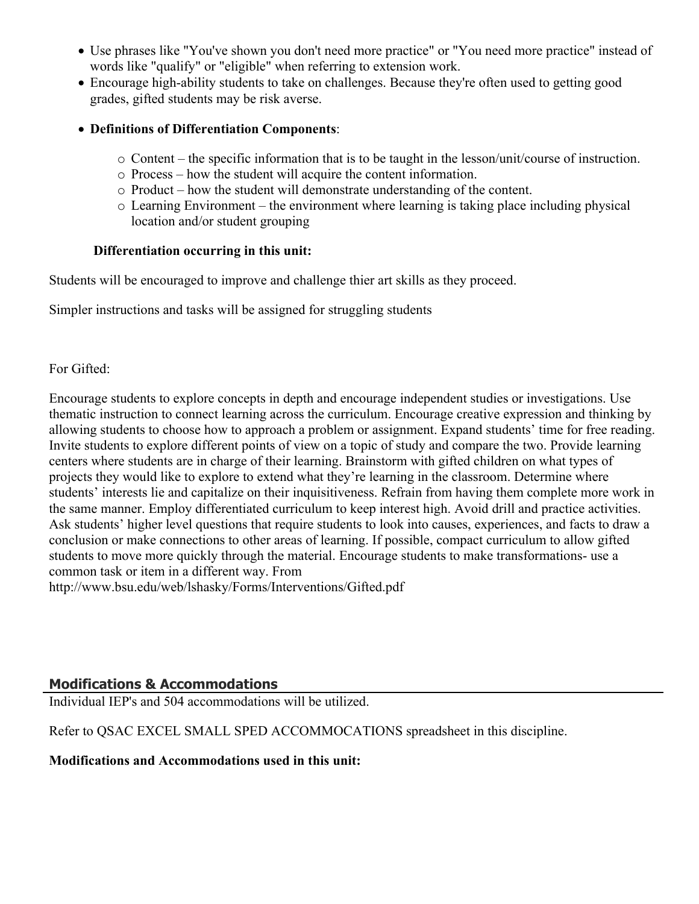- Use phrases like "You've shown you don't need more practice" or "You need more practice" instead of words like "qualify" or "eligible" when referring to extension work.
- Encourage high-ability students to take on challenges. Because they're often used to getting good grades, gifted students may be risk averse.
- **Definitions of Differentiation Components**:
    - Content – the specific information that is to be taught in the lesson/unit/course of instruction.
    - Process – how the student will acquire the content information.
    - Product – how the student will demonstrate understanding of the content.
    - Learning Environment – the environment where learning is taking place including physical location and/or student grouping

**Differentiation occurring in this unit:**

Students will be encouraged to improve and challenge thier art skills as they proceed.

Simpler instructions and tasks will be assigned for struggling students

For Gifted:

Encourage students to explore concepts in depth and encourage independent studies or investigations. Use thematic instruction to connect learning across the curriculum. Encourage creative expression and thinking by allowing students to choose how to approach a problem or assignment. Expand students' time for free reading. Invite students to explore different points of view on a topic of study and compare the two. Provide learning centers where students are in charge of their learning. Brainstorm with gifted children on what types of projects they would like to explore to extend what they're learning in the classroom. Determine where students' interests lie and capitalize on their inquisitiveness. Refrain from having them complete more work in the same manner. Employ differentiated curriculum to keep interest high. Avoid drill and practice activities. Ask students' higher level questions that require students to look into causes, experiences, and facts to draw a conclusion or make connections to other areas of learning. If possible, compact curriculum to allow gifted students to move more quickly through the material. Encourage students to make transformations- use a common task or item in a different way. From http://www.bsu.edu/web/lshasky/Forms/Interventions/Gifted.pdf

## Modifications & Accommodations

Individual IEP's and 504 accommodations will be utilized.

Refer to QSAC EXCEL SMALL SPED ACCOMMOCATIONS spreadsheet in this discipline.

**Modifications and Accommodations used in this unit:**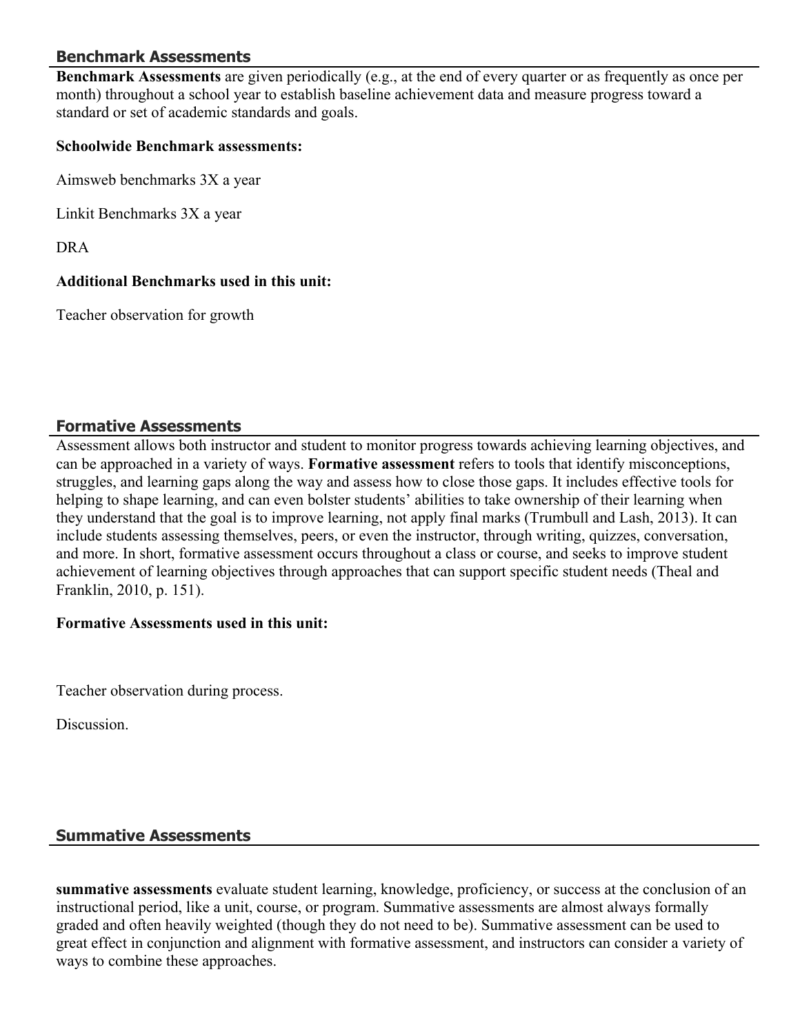## Benchmark Assessments

**Benchmark Assessments** are given periodically (e.g., at the end of every quarter or as frequently as once per month) throughout a school year to establish baseline achievement data and measure progress toward a standard or set of academic standards and goals.

**Schoolwide Benchmark assessments:**

Aimsweb benchmarks 3X a year

Linkit Benchmarks 3X a year

DRA

**Additional Benchmarks used in this unit:**

Teacher observation for growth

## Formative Assessments

Assessment allows both instructor and student to monitor progress towards achieving learning objectives, and can be approached in a variety of ways. **Formative assessment** refers to tools that identify misconceptions, struggles, and learning gaps along the way and assess how to close those gaps. It includes effective tools for helping to shape learning, and can even bolster students' abilities to take ownership of their learning when they understand that the goal is to improve learning, not apply final marks (Trumbull and Lash, 2013). It can include students assessing themselves, peers, or even the instructor, through writing, quizzes, conversation, and more. In short, formative assessment occurs throughout a class or course, and seeks to improve student achievement of learning objectives through approaches that can support specific student needs (Theal and Franklin, 2010, p. 151).

**Formative Assessments used in this unit:**

Teacher observation during process.

Discussion.

## Summative Assessments

**summative assessments** evaluate student learning, knowledge, proficiency, or success at the conclusion of an instructional period, like a unit, course, or program. Summative assessments are almost always formally graded and often heavily weighted (though they do not need to be). Summative assessment can be used to great effect in conjunction and alignment with formative assessment, and instructors can consider a variety of ways to combine these approaches.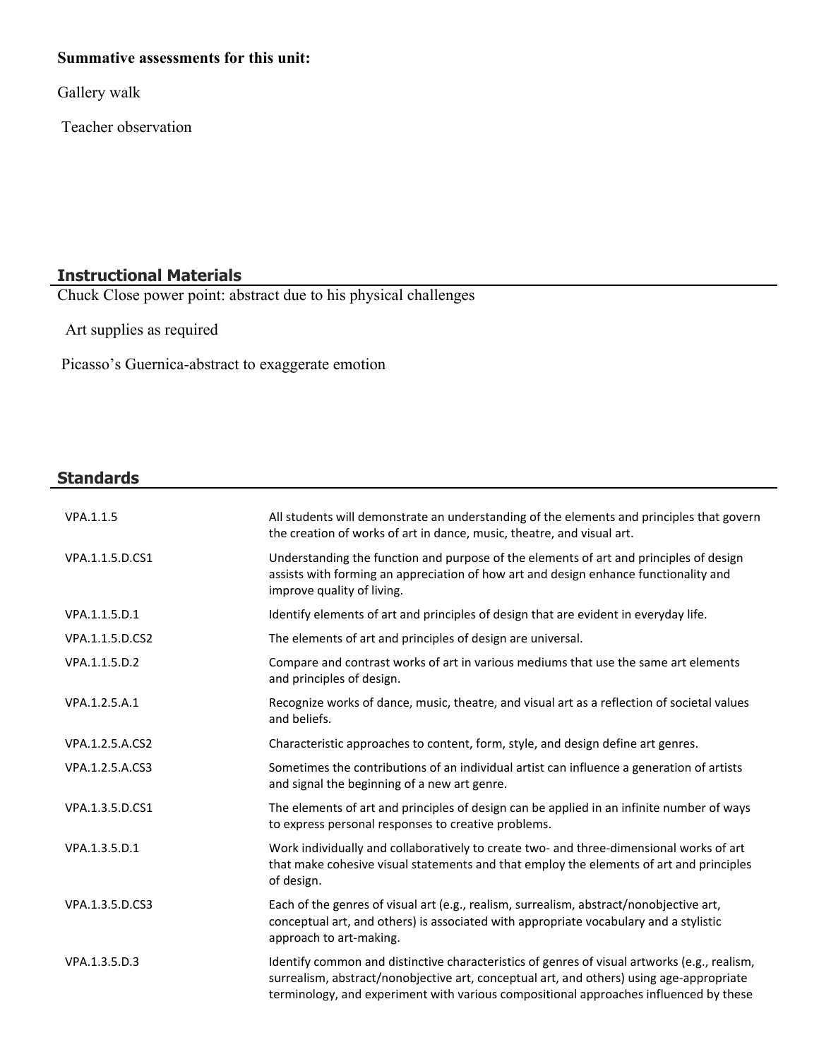**Summative assessments for this unit:**

Gallery walk

Teacher observation

## Instructional Materials

Chuck Close power point: abstract due to his physical challenges

Art supplies as required

Picasso's Guernica-abstract to exaggerate emotion

## Standards

| | |
|---|---|
| VPA.1.1.5 | All students will demonstrate an understanding of the elements and principles that govern the creation of works of art in dance, music, theatre, and visual art. |
| VPA.1.1.5.D.CS1 | Understanding the function and purpose of the elements of art and principles of design assists with forming an appreciation of how art and design enhance functionality and improve quality of living. |
| VPA.1.1.5.D.1 | Identify elements of art and principles of design that are evident in everyday life. |
| VPA.1.1.5.D.CS2 | The elements of art and principles of design are universal. |
| VPA.1.1.5.D.2 | Compare and contrast works of art in various mediums that use the same art elements and principles of design. |
| VPA.1.2.5.A.1 | Recognize works of dance, music, theatre, and visual art as a reflection of societal values and beliefs. |
| VPA.1.2.5.A.CS2 | Characteristic approaches to content, form, style, and design define art genres. |
| VPA.1.2.5.A.CS3 | Sometimes the contributions of an individual artist can influence a generation of artists and signal the beginning of a new art genre. |
| VPA.1.3.5.D.CS1 | The elements of art and principles of design can be applied in an infinite number of ways to express personal responses to creative problems. |
| VPA.1.3.5.D.1 | Work individually and collaboratively to create two- and three-dimensional works of art that make cohesive visual statements and that employ the elements of art and principles of design. |
| VPA.1.3.5.D.CS3 | Each of the genres of visual art (e.g., realism, surrealism, abstract/nonobjective art, conceptual art, and others) is associated with appropriate vocabulary and a stylistic approach to art-making. |
| VPA.1.3.5.D.3 | Identify common and distinctive characteristics of genres of visual artworks (e.g., realism, surrealism, abstract/nonobjective art, conceptual art, and others) using age-appropriate terminology, and experiment with various compositional approaches influenced by these |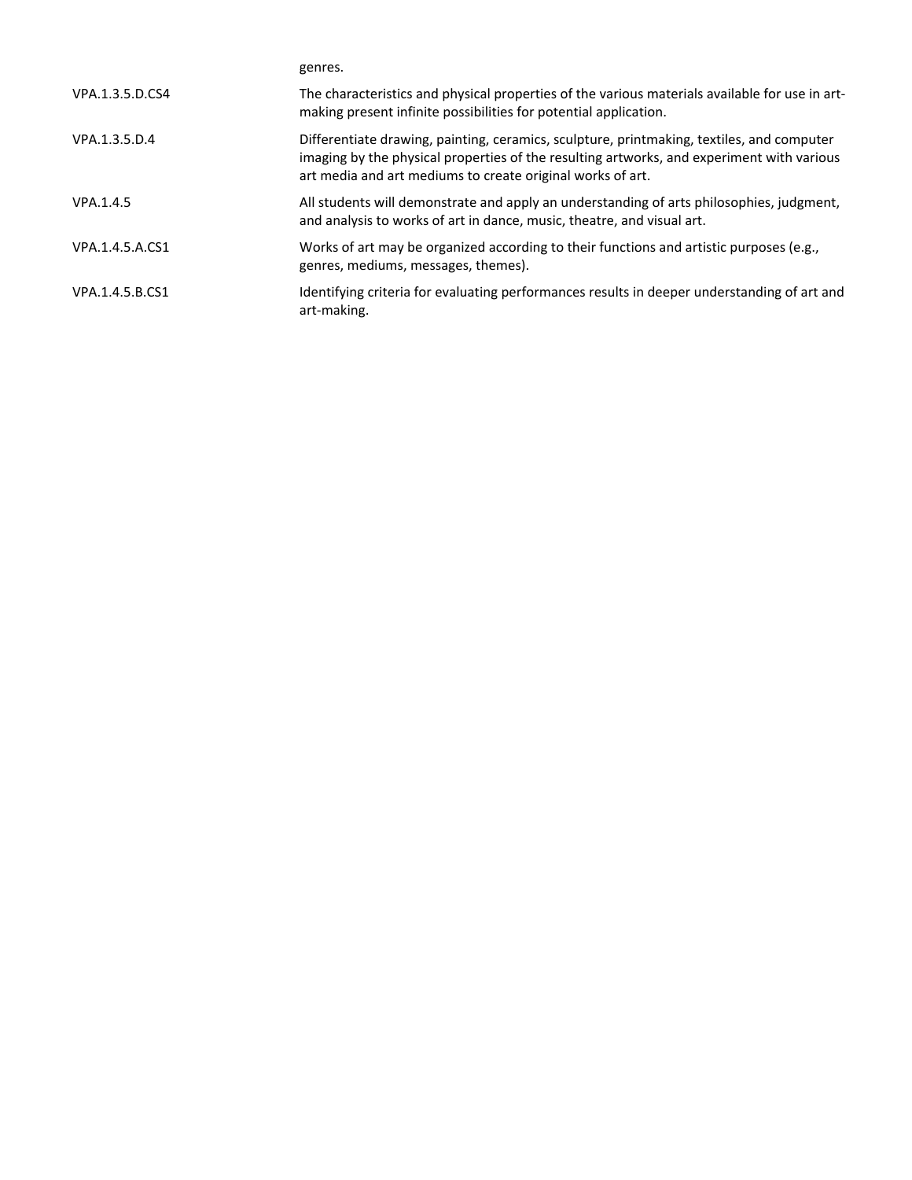| | |
|---|---|
| | genres. |
| VPA.1.3.5.D.CS4 | The characteristics and physical properties of the various materials available for use in art-making present infinite possibilities for potential application. |
| VPA.1.3.5.D.4 | Differentiate drawing, painting, ceramics, sculpture, printmaking, textiles, and computer imaging by the physical properties of the resulting artworks, and experiment with various art media and art mediums to create original works of art. |
| VPA.1.4.5 | All students will demonstrate and apply an understanding of arts philosophies, judgment, and analysis to works of art in dance, music, theatre, and visual art. |
| VPA.1.4.5.A.CS1 | Works of art may be organized according to their functions and artistic purposes (e.g., genres, mediums, messages, themes). |
| VPA.1.4.5.B.CS1 | Identifying criteria for evaluating performances results in deeper understanding of art and art-making. |